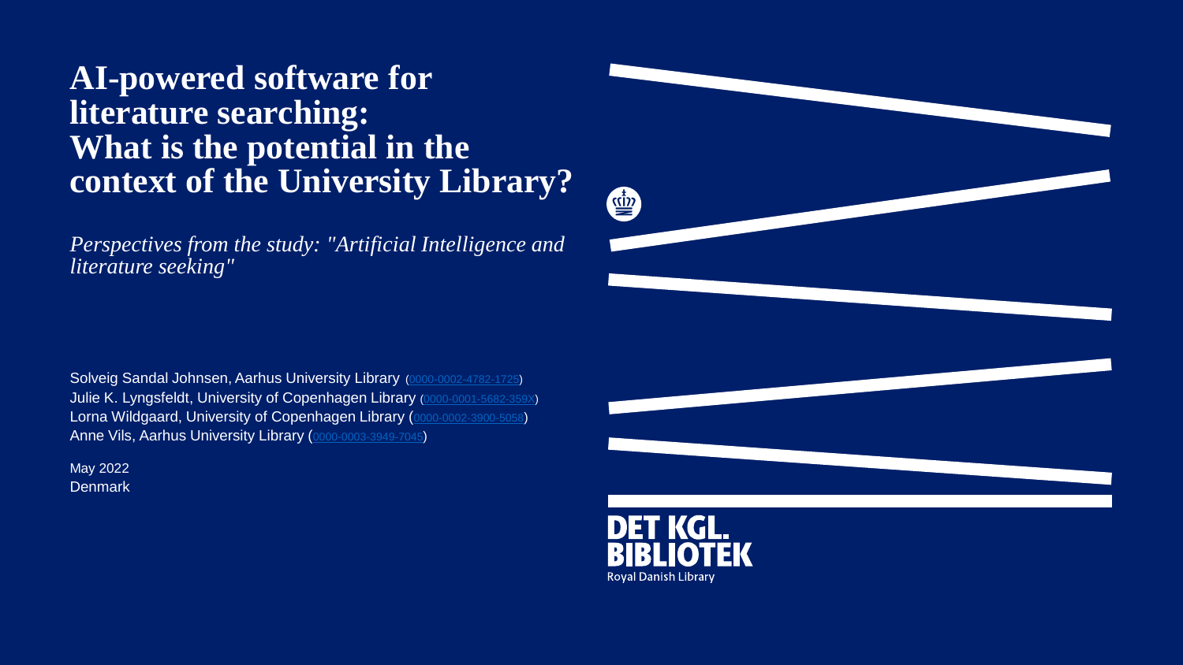# AI-powered software for literature searching: What is the potential in the context of the University Library?

*Perspectives from the study: "Artificial Intelligence and literature seeking"*

Solveig Sandal Johnsen, Aarhus University Library (0000-0002-4782-1725)
Julie K. Lyngsfeldt, University of Copenhagen Library (0000-0001-5682-359X)
Lorna Wildgaard, University of Copenhagen Library (0000-0002-3900-5058)
Anne Vils, Aarhus University Library (0000-0003-3949-7045)

May 2022
Denmark

DET KGL. BIBLIOTEK
Royal Danish Library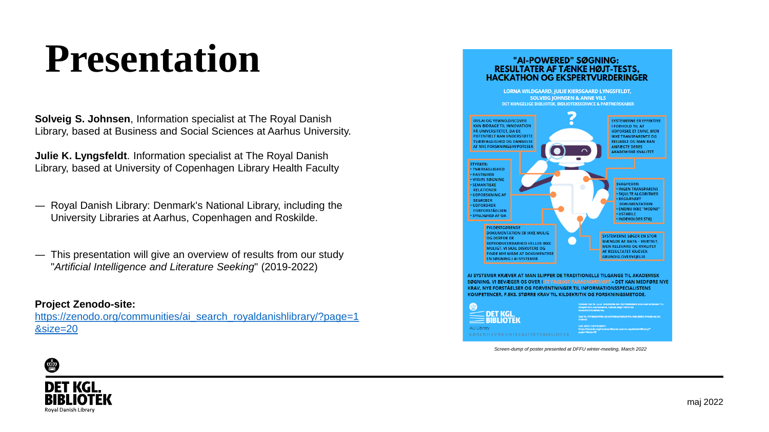# Presentation

**Solveig S. Johnsen**, Information specialist at The Royal Danish Library, based at Business and Social Sciences at Aarhus University.

**Julie K. Lyngsfeldt**. Information specialist at The Royal Danish Library, based at University of Copenhagen Library Health Faculty

- Royal Danish Library: Denmark's National Library, including the University Libraries at Aarhus, Copenhagen and Roskilde.
- This presentation will give an overview of results from our study "*Artificial Intelligence and Literature Seeking*" (2019-2022)

**Project Zenodo-site:**
https://zenodo.org/communities/ai_search_royaldanishlibrary/?page=1&size=20

*Screen-dump of poster presented at DFFU winter-meeting, March 2022*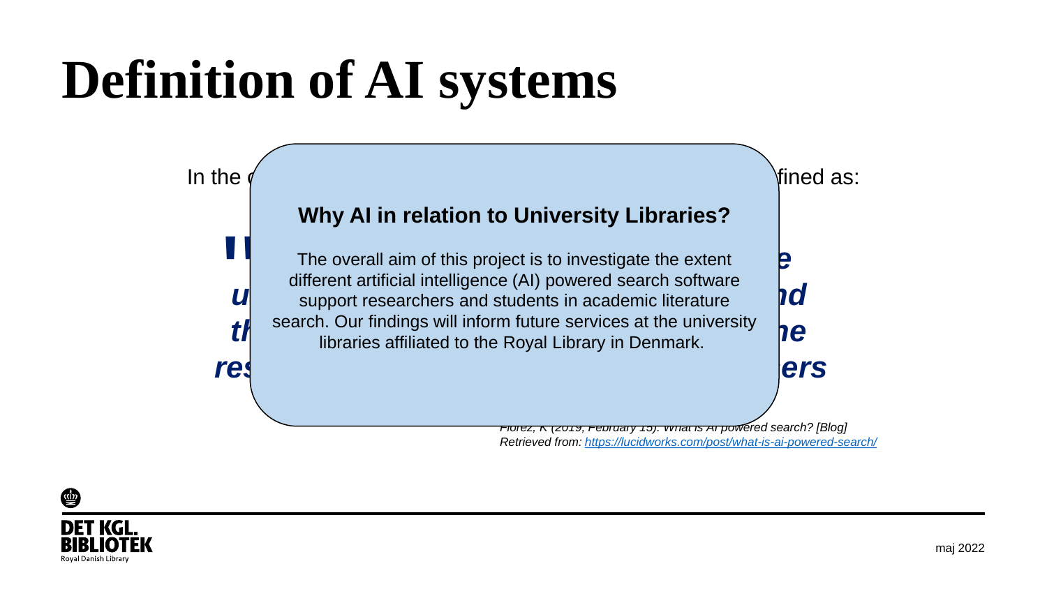# Definition of AI systems

In the ... fined as:

**Why AI in relation to University Libraries?**

The overall aim of this project is to investigate the extent different artificial intelligence (AI) powered search software support researchers and students in academic literature search. Our findings will inform future services at the university libraries affiliated to the Royal Library in Denmark.

*Florez, K (2019, February 15). What is AI powered search? [Blog] Retrieved from: https://lucidworks.com/post/what-is-ai-powered-search/*

maj 2022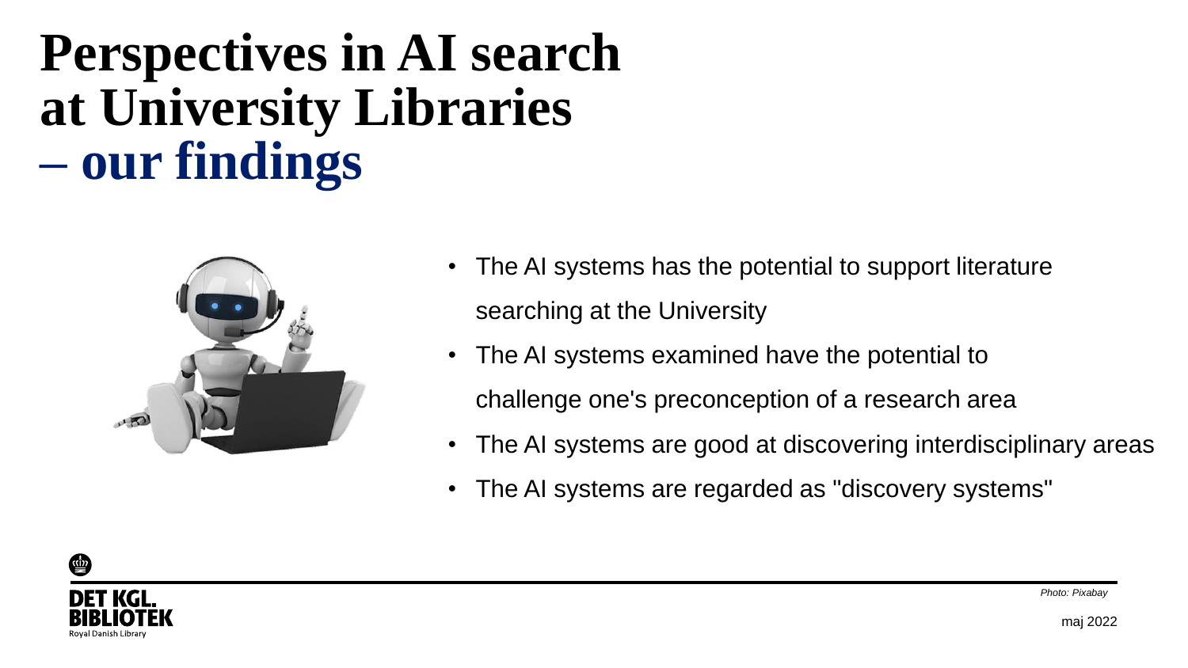# Perspectives in AI search at University Libraries – **our findings**

- The AI systems has the potential to support literature searching at the University
- The AI systems examined have the potential to challenge one's preconception of a research area
- The AI systems are good at discovering interdisciplinary areas
- The AI systems are regarded as "discovery systems"

*Photo: Pixabay*

maj 2022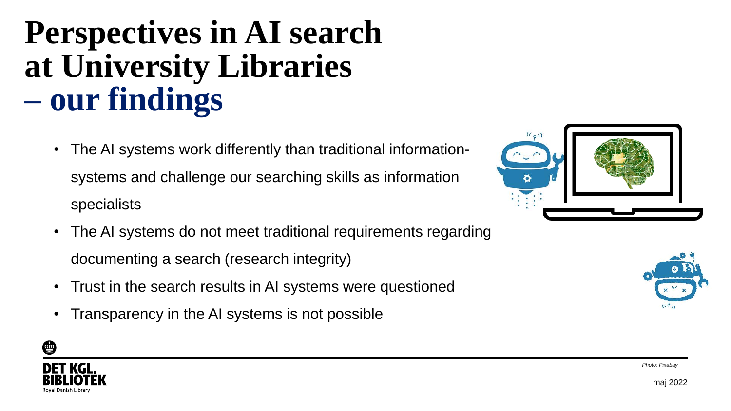# Perspectives in AI search at University Libraries – our findings

- The AI systems work differently than traditional information-systems and challenge our searching skills as information specialists
- The AI systems do not meet traditional requirements regarding documenting a search (research integrity)
- Trust in the search results in AI systems were questioned
- Transparency in the AI systems is not possible

*Photo: Pixabay*

maj 2022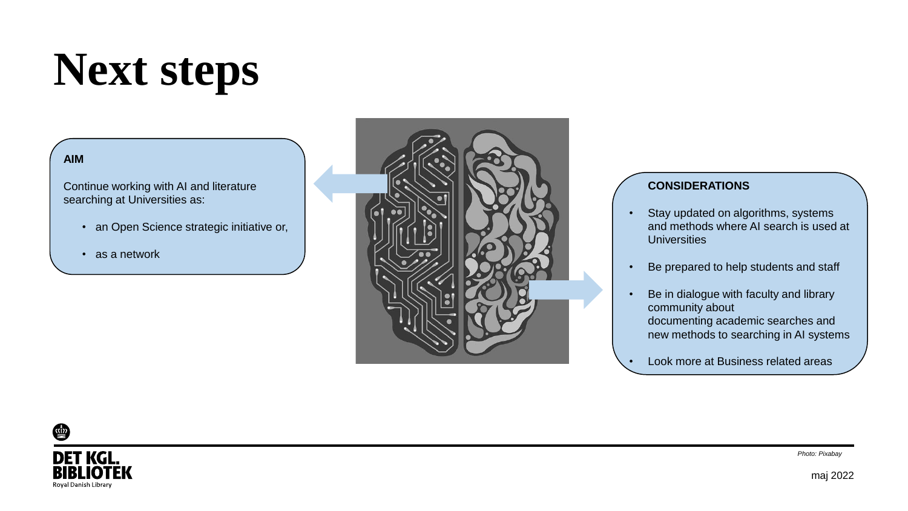# Next steps

**AIM**

Continue working with AI and literature searching at Universities as:

- an Open Science strategic initiative or,
- as a network

**CONSIDERATIONS**

- Stay updated on algorithms, systems and methods where AI search is used at Universities
- Be prepared to help students and staff
- Be in dialogue with faculty and library community about documenting academic searches and new methods to searching in AI systems
- Look more at Business related areas

*Photo: Pixabay*

maj 2022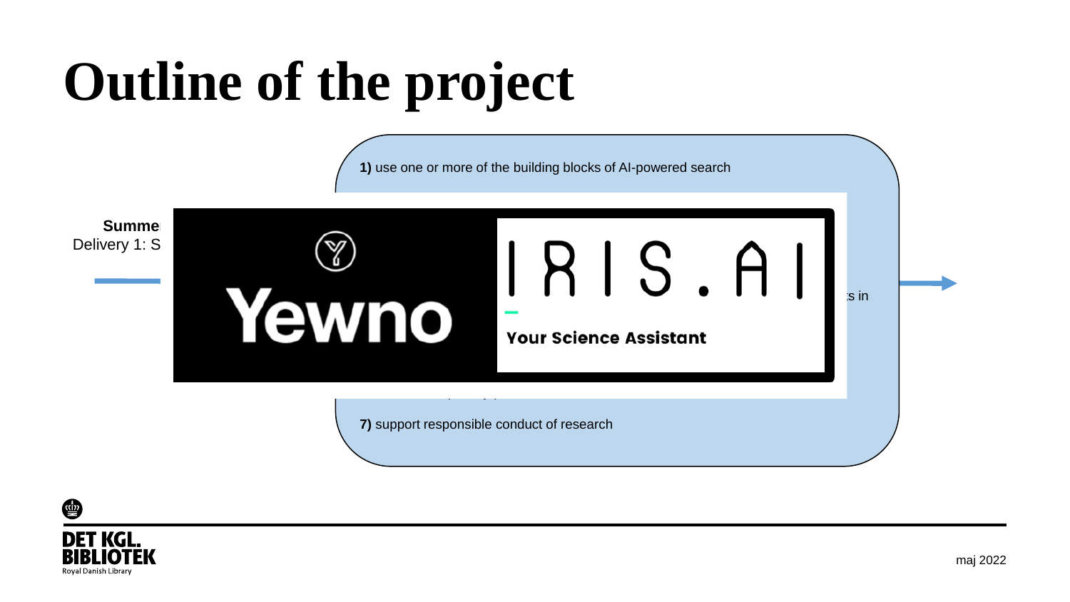# Outline of the project

**1)** use one or more of the building blocks of AI-powered search

**Summe**

Delivery 1: S

Yewno

IRIS.AI

Your Science Assistant

s in

**7)** support responsible conduct of research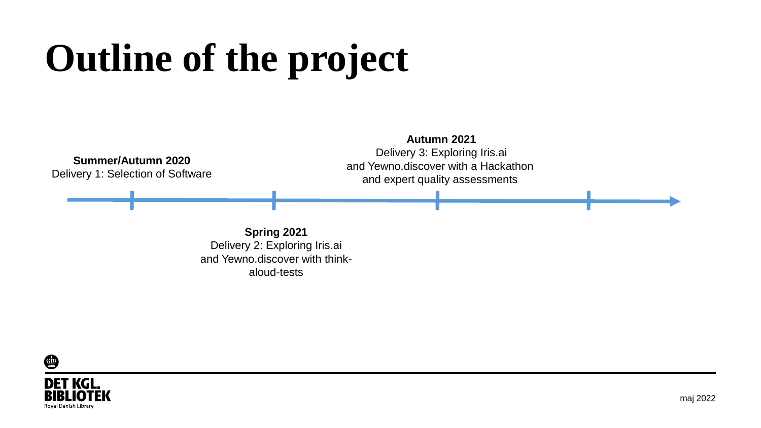# Outline of the project

**Summer/Autumn 2020**
Delivery 1: Selection of Software

**Spring 2021**
Delivery 2: Exploring Iris.ai and Yewno.discover with think-aloud-tests

**Autumn 2021**
Delivery 3: Exploring Iris.ai and Yewno.discover with a Hackathon and expert quality assessments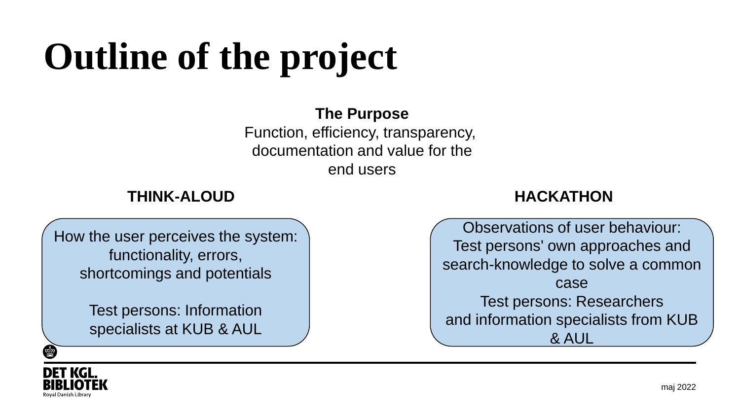# Outline of the project

**The Purpose**

Function, efficiency, transparency, documentation and value for the end users

## THINK-ALOUD

How the user perceives the system: functionality, errors, shortcomings and potentials

Test persons: Information specialists at KUB & AUL

## HACKATHON

Observations of user behaviour: Test persons' own approaches and search-knowledge to solve a common case

Test persons: Researchers and information specialists from KUB & AUL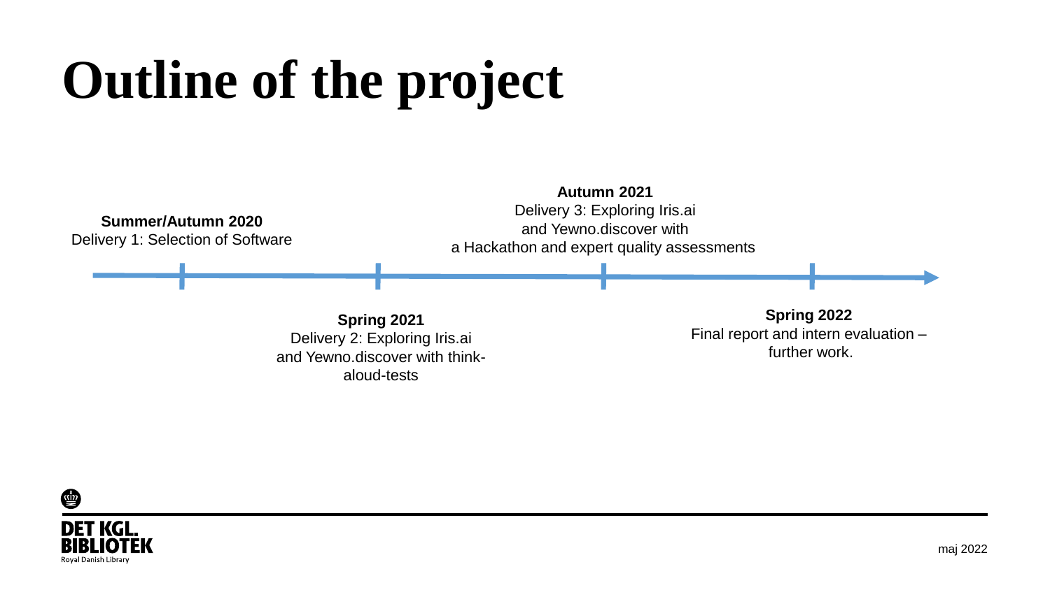# Outline of the project

**Summer/Autumn 2020**
Delivery 1: Selection of Software

**Spring 2021**
Delivery 2: Exploring Iris.ai and Yewno.discover with think-aloud-tests

**Autumn 2021**
Delivery 3: Exploring Iris.ai and Yewno.discover with a Hackathon and expert quality assessments

**Spring 2022**
Final report and intern evaluation – further work.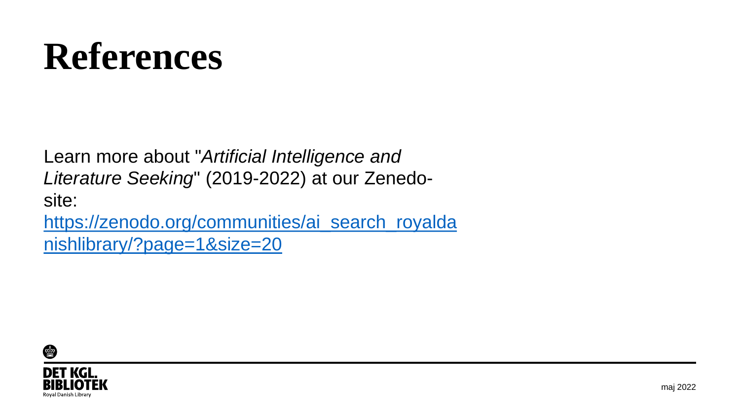# References

Learn more about "*Artificial Intelligence and Literature Seeking*" (2019-2022) at our Zenedo-site:
[https://zenodo.org/communities/ai_search_royaldanishlibrary/?page=1&size=20](https://zenodo.org/communities/ai_search_royaldanishlibrary/?page=1&size=20)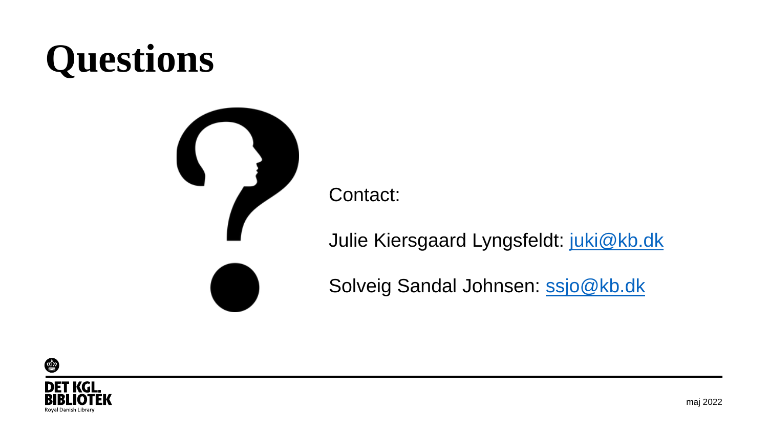# Questions

Contact:

Julie Kiersgaard Lyngsfeldt: juki@kb.dk

Solveig Sandal Johnsen: ssjo@kb.dk